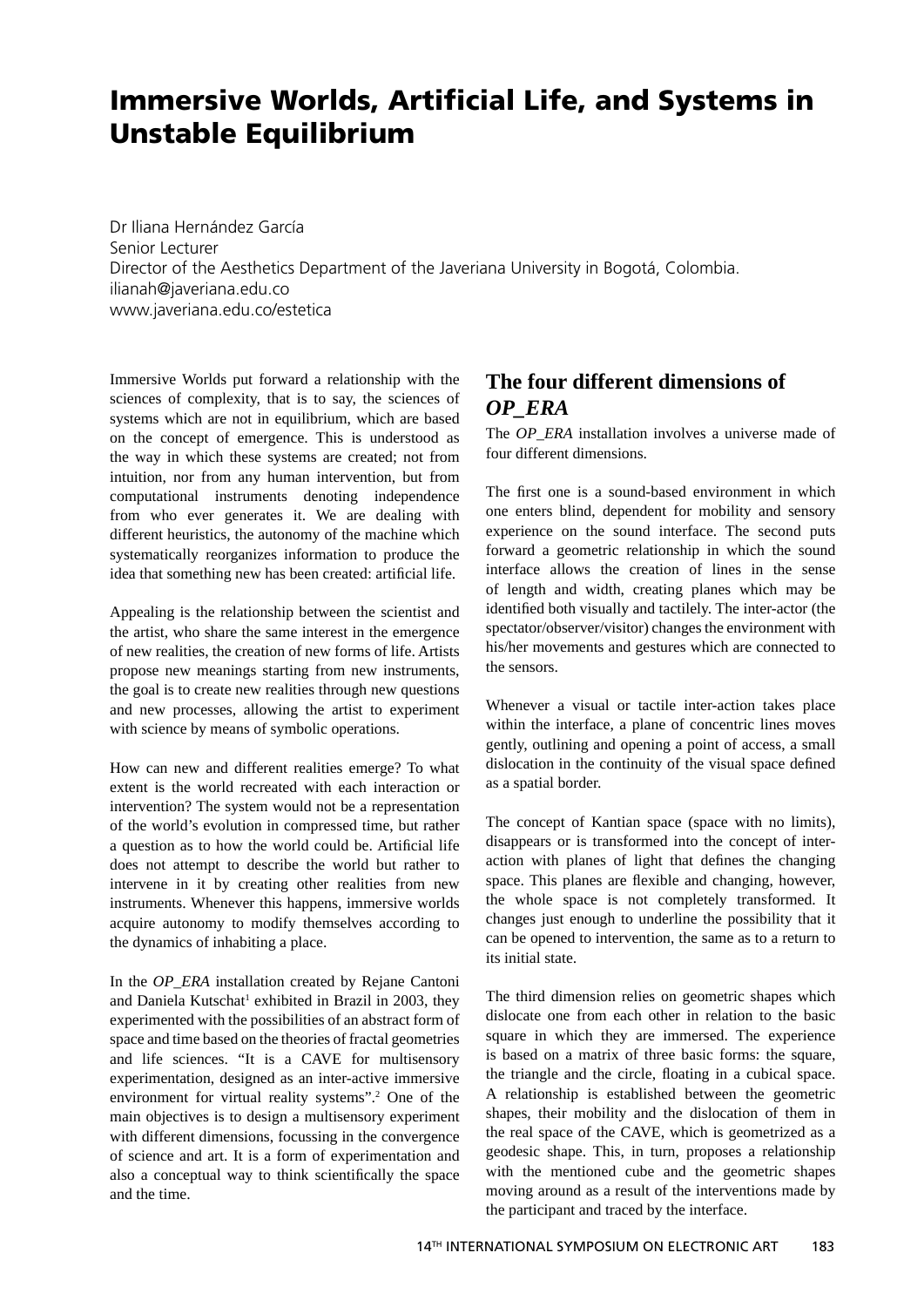# Immersive Worlds, Artificial Life, and Systems in Unstable Equilibrium

Dr Iliana Hernández García
Senior Lecturer
Director of the Aesthetics Department of the Javeriana University in Bogotá, Colombia.
ilianah@javeriana.edu.co
www.javeriana.edu.co/estetica

Immersive Worlds put forward a relationship with the sciences of complexity, that is to say, the sciences of systems which are not in equilibrium, which are based on the concept of emergence. This is understood as the way in which these systems are created; not from intuition, nor from any human intervention, but from computational instruments denoting independence from who ever generates it. We are dealing with different heuristics, the autonomy of the machine which systematically reorganizes information to produce the idea that something new has been created: artificial life.

Appealing is the relationship between the scientist and the artist, who share the same interest in the emergence of new realities, the creation of new forms of life. Artists propose new meanings starting from new instruments, the goal is to create new realities through new questions and new processes, allowing the artist to experiment with science by means of symbolic operations.

How can new and different realities emerge? To what extent is the world recreated with each interaction or intervention? The system would not be a representation of the world's evolution in compressed time, but rather a question as to how the world could be. Artificial life does not attempt to describe the world but rather to intervene in it by creating other realities from new instruments. Whenever this happens, immersive worlds acquire autonomy to modify themselves according to the dynamics of inhabiting a place.

In the *OP_ERA* installation created by Rejane Cantoni and Daniela Kutschat[1] exhibited in Brazil in 2003, they experimented with the possibilities of an abstract form of space and time based on the theories of fractal geometries and life sciences. "It is a CAVE for multisensory experimentation, designed as an inter-active immersive environment for virtual reality systems".[2] One of the main objectives is to design a multisensory experiment with different dimensions, focussing in the convergence of science and art. It is a form of experimentation and also a conceptual way to think scientifically the space and the time.

## The four different dimensions of *OP_ERA*

The *OP_ERA* installation involves a universe made of four different dimensions.

The first one is a sound-based environment in which one enters blind, dependent for mobility and sensory experience on the sound interface. The second puts forward a geometric relationship in which the sound interface allows the creation of lines in the sense of length and width, creating planes which may be identified both visually and tactilely. The inter-actor (the spectator/observer/visitor) changes the environment with his/her movements and gestures which are connected to the sensors.

Whenever a visual or tactile inter-action takes place within the interface, a plane of concentric lines moves gently, outlining and opening a point of access, a small dislocation in the continuity of the visual space defined as a spatial border.

The concept of Kantian space (space with no limits), disappears or is transformed into the concept of inter-action with planes of light that defines the changing space. This planes are flexible and changing, however, the whole space is not completely transformed. It changes just enough to underline the possibility that it can be opened to intervention, the same as to a return to its initial state.

The third dimension relies on geometric shapes which dislocate one from each other in relation to the basic square in which they are immersed. The experience is based on a matrix of three basic forms: the square, the triangle and the circle, floating in a cubical space. A relationship is established between the geometric shapes, their mobility and the dislocation of them in the real space of the CAVE, which is geometrized as a geodesic shape. This, in turn, proposes a relationship with the mentioned cube and the geometric shapes moving around as a result of the interventions made by the participant and traced by the interface.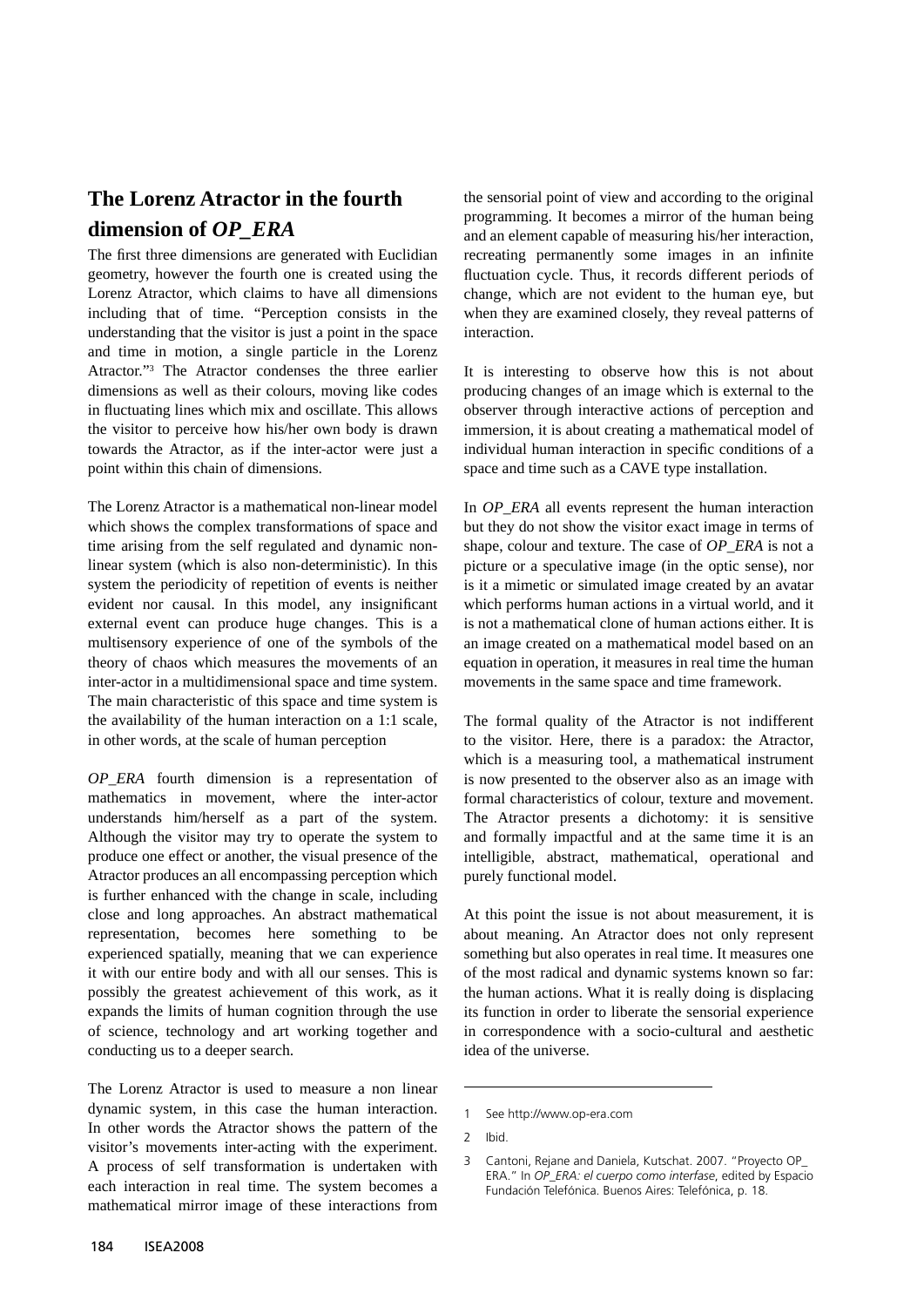## The Lorenz Atractor in the fourth dimension of *OP_ERA*

The first three dimensions are generated with Euclidian geometry, however the fourth one is created using the Lorenz Atractor, which claims to have all dimensions including that of time. "Perception consists in the understanding that the visitor is just a point in the space and time in motion, a single particle in the Lorenz Atractor."[3] The Atractor condenses the three earlier dimensions as well as their colours, moving like codes in fluctuating lines which mix and oscillate. This allows the visitor to perceive how his/her own body is drawn towards the Atractor, as if the inter-actor were just a point within this chain of dimensions.

The Lorenz Atractor is a mathematical non-linear model which shows the complex transformations of space and time arising from the self regulated and dynamic non-linear system (which is also non-deterministic). In this system the periodicity of repetition of events is neither evident nor causal. In this model, any insignificant external event can produce huge changes. This is a multisensory experience of one of the symbols of the theory of chaos which measures the movements of an inter-actor in a multidimensional space and time system. The main characteristic of this space and time system is the availability of the human interaction on a 1:1 scale, in other words, at the scale of human perception

*OP_ERA* fourth dimension is a representation of mathematics in movement, where the inter-actor understands him/herself as a part of the system. Although the visitor may try to operate the system to produce one effect or another, the visual presence of the Atractor produces an all encompassing perception which is further enhanced with the change in scale, including close and long approaches. An abstract mathematical representation, becomes here something to be experienced spatially, meaning that we can experience it with our entire body and with all our senses. This is possibly the greatest achievement of this work, as it expands the limits of human cognition through the use of science, technology and art working together and conducting us to a deeper search.

The Lorenz Atractor is used to measure a non linear dynamic system, in this case the human interaction. In other words the Atractor shows the pattern of the visitor's movements inter-acting with the experiment. A process of self transformation is undertaken with each interaction in real time. The system becomes a mathematical mirror image of these interactions from the sensorial point of view and according to the original programming. It becomes a mirror of the human being and an element capable of measuring his/her interaction, recreating permanently some images in an infinite fluctuation cycle. Thus, it records different periods of change, which are not evident to the human eye, but when they are examined closely, they reveal patterns of interaction.

It is interesting to observe how this is not about producing changes of an image which is external to the observer through interactive actions of perception and immersion, it is about creating a mathematical model of individual human interaction in specific conditions of a space and time such as a CAVE type installation.

In *OP_ERA* all events represent the human interaction but they do not show the visitor exact image in terms of shape, colour and texture. The case of *OP_ERA* is not a picture or a speculative image (in the optic sense), nor is it a mimetic or simulated image created by an avatar which performs human actions in a virtual world, and it is not a mathematical clone of human actions either. It is an image created on a mathematical model based on an equation in operation, it measures in real time the human movements in the same space and time framework.

The formal quality of the Atractor is not indifferent to the visitor. Here, there is a paradox: the Atractor, which is a measuring tool, a mathematical instrument is now presented to the observer also as an image with formal characteristics of colour, texture and movement. The Atractor presents a dichotomy: it is sensitive and formally impactful and at the same time it is an intelligible, abstract, mathematical, operational and purely functional model.

At this point the issue is not about measurement, it is about meaning. An Atractor does not only represent something but also operates in real time. It measures one of the most radical and dynamic systems known so far: the human actions. What it is really doing is displacing its function in order to liberate the sensorial experience in correspondence with a socio-cultural and aesthetic idea of the universe.

---

1 See http://www.op-era.com

2 Ibid.

3 Cantoni, Rejane and Daniela, Kutschat. 2007. "Proyecto OP_ ERA." In *OP_ERA: el cuerpo como interfase*, edited by Espacio Fundación Telefónica. Buenos Aires: Telefónica, p. 18.